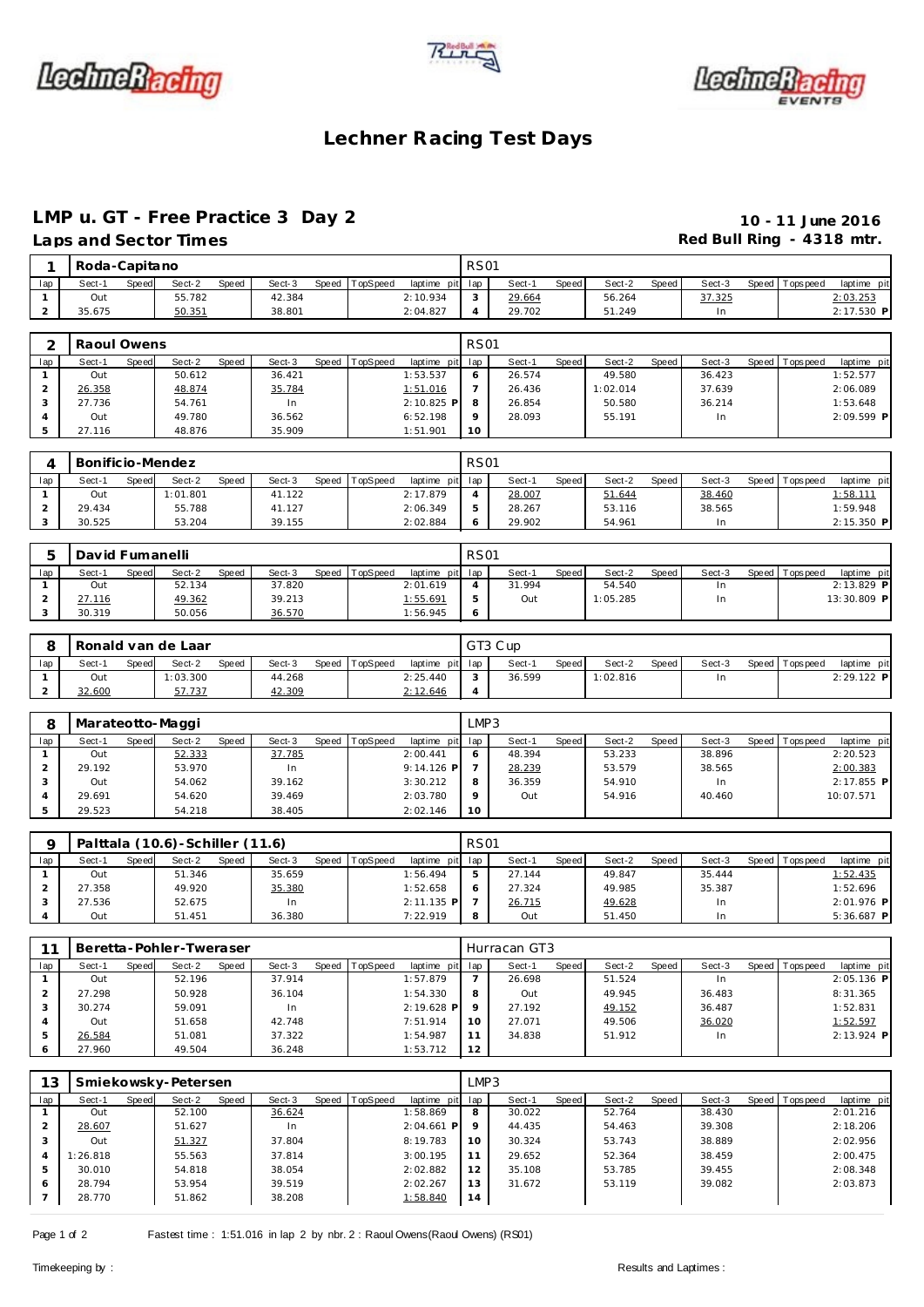# Lechner Racing Test Days

## LMP u. GT - Free Practice 3 Day 2

**10 - 11 June 2016**

### Laps and Sector Times

**Red Bull Ring - 4318 mtr.**

| 1 | Roda-Capitano | | | | | | | | RS01 | | | | | | | | |
|---|---|---|---|---|---|---|---|---|---|---|---|---|---|---|---|---|---|
| lap | Sect-1 | Speed | Sect-2 | Speed | Sect-3 | Speed | TopSpeed | laptime pit | lap | Sect-1 | Speed | Sect-2 | Speed | Sect-3 | Speed | Topspeed | laptime pit |
| 1 | Out | | 55.782 | | 42.384 | | | 2:10.934 | 3 | 29.664 | | 56.264 | | 37.325 | | | 2:03.253 |
| 2 | 35.675 | | 50.351 | | 38.801 | | | 2:04.827 | 4 | 29.702 | | 51.249 | | In | | | 2:17.530 P |

| 2 | Raoul Owens | | | | | | | | RS01 | | | | | | | | |
|---|---|---|---|---|---|---|---|---|---|---|---|---|---|---|---|---|---|
| lap | Sect-1 | Speed | Sect-2 | Speed | Sect-3 | Speed | TopSpeed | laptime pit | lap | Sect-1 | Speed | Sect-2 | Speed | Sect-3 | Speed | Topspeed | laptime pit |
| 1 | Out | | 50.612 | | 36.421 | | | 1:53.537 | 6 | 26.574 | | 49.580 | | 36.423 | | | 1:52.577 |
| 2 | 26.358 | | 48.874 | | 35.784 | | | 1:51.016 | 7 | 26.436 | | 1:02.014 | | 37.639 | | | 2:06.089 |
| 3 | 27.736 | | 54.761 | | In | | | 2:10.825 P | 8 | 26.854 | | 50.580 | | 36.214 | | | 1:53.648 |
| 4 | Out | | 49.780 | | 36.562 | | | 6:52.198 | 9 | 28.093 | | 55.191 | | In | | | 2:09.599 P |
| 5 | 27.116 | | 48.876 | | 35.909 | | | 1:51.901 | 10 | | | | | | | | |

| 4 | Bonificio-Mendez | | | | | | | | RS01 | | | | | | | | |
|---|---|---|---|---|---|---|---|---|---|---|---|---|---|---|---|---|---|
| lap | Sect-1 | Speed | Sect-2 | Speed | Sect-3 | Speed | TopSpeed | laptime pit | lap | Sect-1 | Speed | Sect-2 | Speed | Sect-3 | Speed | Topspeed | laptime pit |
| 1 | Out | | 1:01.801 | | 41.122 | | | 2:17.879 | 4 | 28.007 | | 51.644 | | 38.460 | | | 1:58.111 |
| 2 | 29.434 | | 55.788 | | 41.127 | | | 2:06.349 | 5 | 28.267 | | 53.116 | | 38.565 | | | 1:59.948 |
| 3 | 30.525 | | 53.204 | | 39.155 | | | 2:02.884 | 6 | 29.902 | | 54.961 | | In | | | 2:15.350 P |

| 5 | David Fumanelli | | | | | | | | RS01 | | | | | | | | |
|---|---|---|---|---|---|---|---|---|---|---|---|---|---|---|---|---|---|
| lap | Sect-1 | Speed | Sect-2 | Speed | Sect-3 | Speed | TopSpeed | laptime pit | lap | Sect-1 | Speed | Sect-2 | Speed | Sect-3 | Speed | Topspeed | laptime pit |
| 1 | Out | | 52.134 | | 37.820 | | | 2:01.619 | 4 | 31.994 | | 54.540 | | In | | | 2:13.829 P |
| 2 | 27.116 | | 49.362 | | 39.213 | | | 1:55.691 | 5 | Out | | 1:05.285 | | In | | | 13:30.809 P |
| 3 | 30.319 | | 50.056 | | 36.570 | | | 1:56.945 | 6 | | | | | | | | |

| 8 | Ronald van de Laar | | | | | | | | GT3 Cup | | | | | | | | |
|---|---|---|---|---|---|---|---|---|---|---|---|---|---|---|---|---|---|
| lap | Sect-1 | Speed | Sect-2 | Speed | Sect-3 | Speed | TopSpeed | laptime pit | lap | Sect-1 | Speed | Sect-2 | Speed | Sect-3 | Speed | Topspeed | laptime pit |
| 1 | Out | | 1:03.300 | | 44.268 | | | 2:25.440 | 3 | 36.599 | | 1:02.816 | | In | | | 2:29.122 P |
| 2 | 32.600 | | 57.737 | | 42.309 | | | 2:12.646 | 4 | | | | | | | | |

| 8 | Marateotto-Maggi | | | | | | | | LMP3 | | | | | | | | |
|---|---|---|---|---|---|---|---|---|---|---|---|---|---|---|---|---|---|
| lap | Sect-1 | Speed | Sect-2 | Speed | Sect-3 | Speed | TopSpeed | laptime pit | lap | Sect-1 | Speed | Sect-2 | Speed | Sect-3 | Speed | Topspeed | laptime pit |
| 1 | Out | | 52.333 | | 37.785 | | | 2:00.441 | 6 | 48.394 | | 53.233 | | 38.896 | | | 2:20.523 |
| 2 | 29.192 | | 53.970 | | In | | | 9:14.126 P | 7 | 28.239 | | 53.579 | | 38.565 | | | 2:00.383 |
| 3 | Out | | 54.062 | | 39.162 | | | 3:30.212 | 8 | 36.359 | | 54.910 | | In | | | 2:17.855 P |
| 4 | 29.691 | | 54.620 | | 39.469 | | | 2:03.780 | 9 | Out | | 54.916 | | 40.460 | | | 10:07.571 |
| 5 | 29.523 | | 54.218 | | 38.405 | | | 2:02.146 | 10 | | | | | | | | |

| 9 | Palttala (10.6)-Schiller (11.6) | | | | | | | | RS01 | | | | | | | | |
|---|---|---|---|---|---|---|---|---|---|---|---|---|---|---|---|---|---|
| lap | Sect-1 | Speed | Sect-2 | Speed | Sect-3 | Speed | TopSpeed | laptime pit | lap | Sect-1 | Speed | Sect-2 | Speed | Sect-3 | Speed | Topspeed | laptime pit |
| 1 | Out | | 51.346 | | 35.659 | | | 1:56.494 | 5 | 27.144 | | 49.847 | | 35.444 | | | 1:52.435 |
| 2 | 27.358 | | 49.920 | | 35.380 | | | 1:52.658 | 6 | 27.324 | | 49.985 | | 35.387 | | | 1:52.696 |
| 3 | 27.536 | | 52.675 | | In | | | 2:11.135 P | 7 | 26.715 | | 49.628 | | In | | | 2:01.976 P |
| 4 | Out | | 51.451 | | 36.380 | | | 7:22.919 | 8 | Out | | 51.450 | | In | | | 5:36.687 P |

| 11 | Beretta-Pohler-Tweraser | | | | | | | | Hurracan GT3 | | | | | | | | |
|---|---|---|---|---|---|---|---|---|---|---|---|---|---|---|---|---|---|
| lap | Sect-1 | Speed | Sect-2 | Speed | Sect-3 | Speed | TopSpeed | laptime pit | lap | Sect-1 | Speed | Sect-2 | Speed | Sect-3 | Speed | Topspeed | laptime pit |
| 1 | Out | | 52.196 | | 37.914 | | | 1:57.879 | 7 | 26.698 | | 51.524 | | In | | | 2:05.136 P |
| 2 | 27.298 | | 50.928 | | 36.104 | | | 1:54.330 | 8 | Out | | 49.945 | | 36.483 | | | 8:31.365 |
| 3 | 30.274 | | 59.091 | | In | | | 2:19.628 P | 9 | 27.192 | | 49.152 | | 36.487 | | | 1:52.831 |
| 4 | Out | | 51.658 | | 42.748 | | | 7:51.914 | 10 | 27.071 | | 49.506 | | 36.020 | | | 1:52.597 |
| 5 | 26.584 | | 51.081 | | 37.322 | | | 1:54.987 | 11 | 34.838 | | 51.912 | | In | | | 2:13.924 P |
| 6 | 27.960 | | 49.504 | | 36.248 | | | 1:53.712 | 12 | | | | | | | | |

| 13 | Smiekowsky-Petersen | | | | | | | | LMP3 | | | | | | | | |
|---|---|---|---|---|---|---|---|---|---|---|---|---|---|---|---|---|---|
| lap | Sect-1 | Speed | Sect-2 | Speed | Sect-3 | Speed | TopSpeed | laptime pit | lap | Sect-1 | Speed | Sect-2 | Speed | Sect-3 | Speed | Topspeed | laptime pit |
| 1 | Out | | 52.100 | | 36.624 | | | 1:58.869 | 8 | 30.022 | | 52.764 | | 38.430 | | | 2:01.216 |
| 2 | 28.607 | | 51.627 | | In | | | 2:04.661 P | 9 | 44.435 | | 54.463 | | 39.308 | | | 2:18.206 |
| 3 | Out | | 51.327 | | 37.804 | | | 8:19.783 | 10 | 30.324 | | 53.743 | | 38.889 | | | 2:02.956 |
| 4 | 1:26.818 | | 55.563 | | 37.814 | | | 3:00.195 | 11 | 29.652 | | 52.364 | | 38.459 | | | 2:00.475 |
| 5 | 30.010 | | 54.818 | | 38.054 | | | 2:02.882 | 12 | 35.108 | | 53.785 | | 39.455 | | | 2:08.348 |
| 6 | 28.794 | | 53.954 | | 39.519 | | | 2:02.267 | 13 | 31.672 | | 53.119 | | 39.082 | | | 2:03.873 |
| 7 | 28.770 | | 51.862 | | 38.208 | | | 1:58.840 | 14 | | | | | | | | |

Fastest time : 1:51.016 in lap 2 by nbr. 2 : Raoul Owens(Raoul Owens) (RS01)

Timekeeping by :

Results and Laptimes :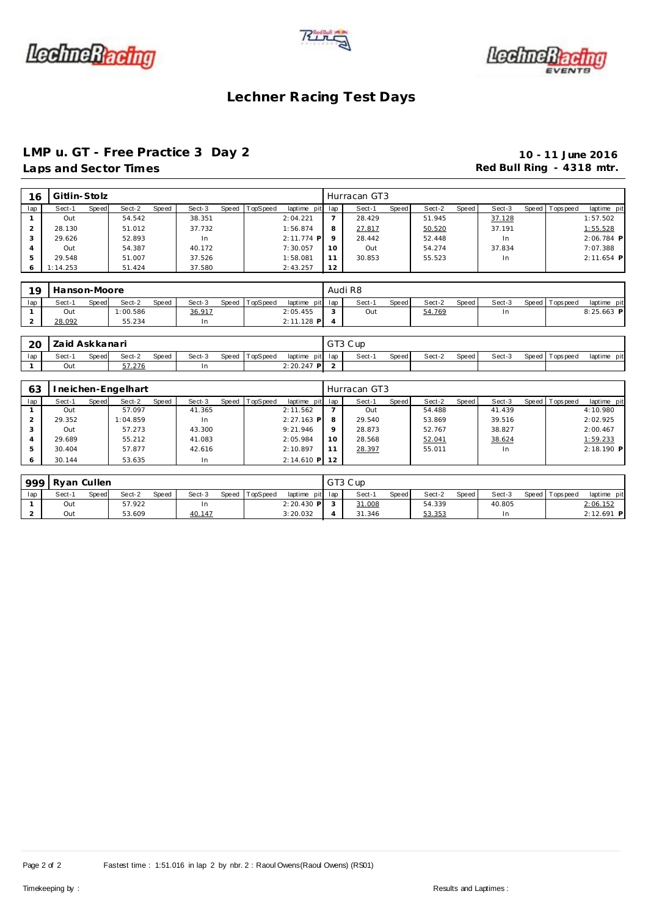# Lechner Racing Test Days

## LMP u. GT - Free Practice 3 Day 2

**Laps and Sector Times**

**10 - 11 June 2016**
**Red Bull Ring - 4318 mtr.**

| 16 | Gitlin-Stolz | | | | | | | | Hurracan GT3 | | | | | | | | |
|---|---|---|---|---|---|---|---|---|---|---|---|---|---|---|---|---|---|
| lap | Sect-1 | Speed | Sect-2 | Speed | Sect-3 | Speed | TopSpeed | laptime pit | lap | Sect-1 | Speed | Sect-2 | Speed | Sect-3 | Speed | Topspeed | laptime pit |
| 1 | Out | | 54.542 | | 38.351 | | | 2:04.221 | 7 | 28.429 | | 51.945 | | 37.128 | | | 1:57.502 |
| 2 | 28.130 | | 51.012 | | 37.732 | | | 1:56.874 | 8 | 27.817 | | 50.520 | | 37.191 | | | 1:55.528 |
| 3 | 29.626 | | 52.893 | | In | | | 2:11.774 P | 9 | 28.442 | | 52.448 | | In | | | 2:06.784 P |
| 4 | Out | | 54.387 | | 40.172 | | | 7:30.057 | 10 | Out | | 54.274 | | 37.834 | | | 7:07.388 |
| 5 | 29.548 | | 51.007 | | 37.526 | | | 1:58.081 | 11 | 30.853 | | 55.523 | | In | | | 2:11.654 P |
| 6 | 1:14.253 | | 51.424 | | 37.580 | | | 2:43.257 | 12 | | | | | | | | |

| 19 | Hanson-Moore | | | | | | | | Audi R8 | | | | | | | | |
|---|---|---|---|---|---|---|---|---|---|---|---|---|---|---|---|---|---|
| lap | Sect-1 | Speed | Sect-2 | Speed | Sect-3 | Speed | TopSpeed | laptime pit | lap | Sect-1 | Speed | Sect-2 | Speed | Sect-3 | Speed | Topspeed | laptime pit |
| 1 | Out | | 1:00.586 | | 36.917 | | | 2:05.455 | 3 | Out | | 54.769 | | In | | | 8:25.663 P |
| 2 | 28.092 | | 55.234 | | In | | | 2:11.128 P | 4 | | | | | | | | |

| 20 | Zaid Askkanari | | | | | | | | GT3 Cup | | | | | | | | |
|---|---|---|---|---|---|---|---|---|---|---|---|---|---|---|---|---|---|
| lap | Sect-1 | Speed | Sect-2 | Speed | Sect-3 | Speed | TopSpeed | laptime pit | lap | Sect-1 | Speed | Sect-2 | Speed | Sect-3 | Speed | Topspeed | laptime pit |
| 1 | Out | | 57.276 | | In | | | 2:20.247 P | 2 | | | | | | | | |

| 63 | Ineichen-Engelhart | | | | | | | | Hurracan GT3 | | | | | | | | |
|---|---|---|---|---|---|---|---|---|---|---|---|---|---|---|---|---|---|
| lap | Sect-1 | Speed | Sect-2 | Speed | Sect-3 | Speed | TopSpeed | laptime pit | lap | Sect-1 | Speed | Sect-2 | Speed | Sect-3 | Speed | Topspeed | laptime pit |
| 1 | Out | | 57.097 | | 41.365 | | | 2:11.562 | 7 | Out | | 54.488 | | 41.439 | | | 4:10.980 |
| 2 | 29.352 | | 1:04.859 | | In | | | 2:27.163 P | 8 | 29.540 | | 53.869 | | 39.516 | | | 2:02.925 |
| 3 | Out | | 57.273 | | 43.300 | | | 9:21.946 | 9 | 28.873 | | 52.767 | | 38.827 | | | 2:00.467 |
| 4 | 29.689 | | 55.212 | | 41.083 | | | 2:05.984 | 10 | 28.568 | | 52.041 | | 38.624 | | | 1:59.233 |
| 5 | 30.404 | | 57.877 | | 42.616 | | | 2:10.897 | 11 | 28.397 | | 55.011 | | In | | | 2:18.190 P |
| 6 | 30.144 | | 53.635 | | In | | | 2:14.610 P | 12 | | | | | | | | |

| 999 | Ryan Cullen | | | | | | | | GT3 Cup | | | | | | | | |
|---|---|---|---|---|---|---|---|---|---|---|---|---|---|---|---|---|---|
| lap | Sect-1 | Speed | Sect-2 | Speed | Sect-3 | Speed | TopSpeed | laptime pit | lap | Sect-1 | Speed | Sect-2 | Speed | Sect-3 | Speed | Topspeed | laptime pit |
| 1 | Out | | 57.922 | | In | | | 2:20.430 P | 3 | 31.008 | | 54.339 | | 40.805 | | | 2:06.152 |
| 2 | Out | | 53.609 | | 40.147 | | | 3:20.032 | 4 | 31.346 | | 53.353 | | In | | | 2:12.691 P |

Fastest time : 1:51.016 in lap 2 by nbr. 2 : Raoul Owens(Raoul Owens) (RS01)

Timekeeping by :

Results and Laptimes :